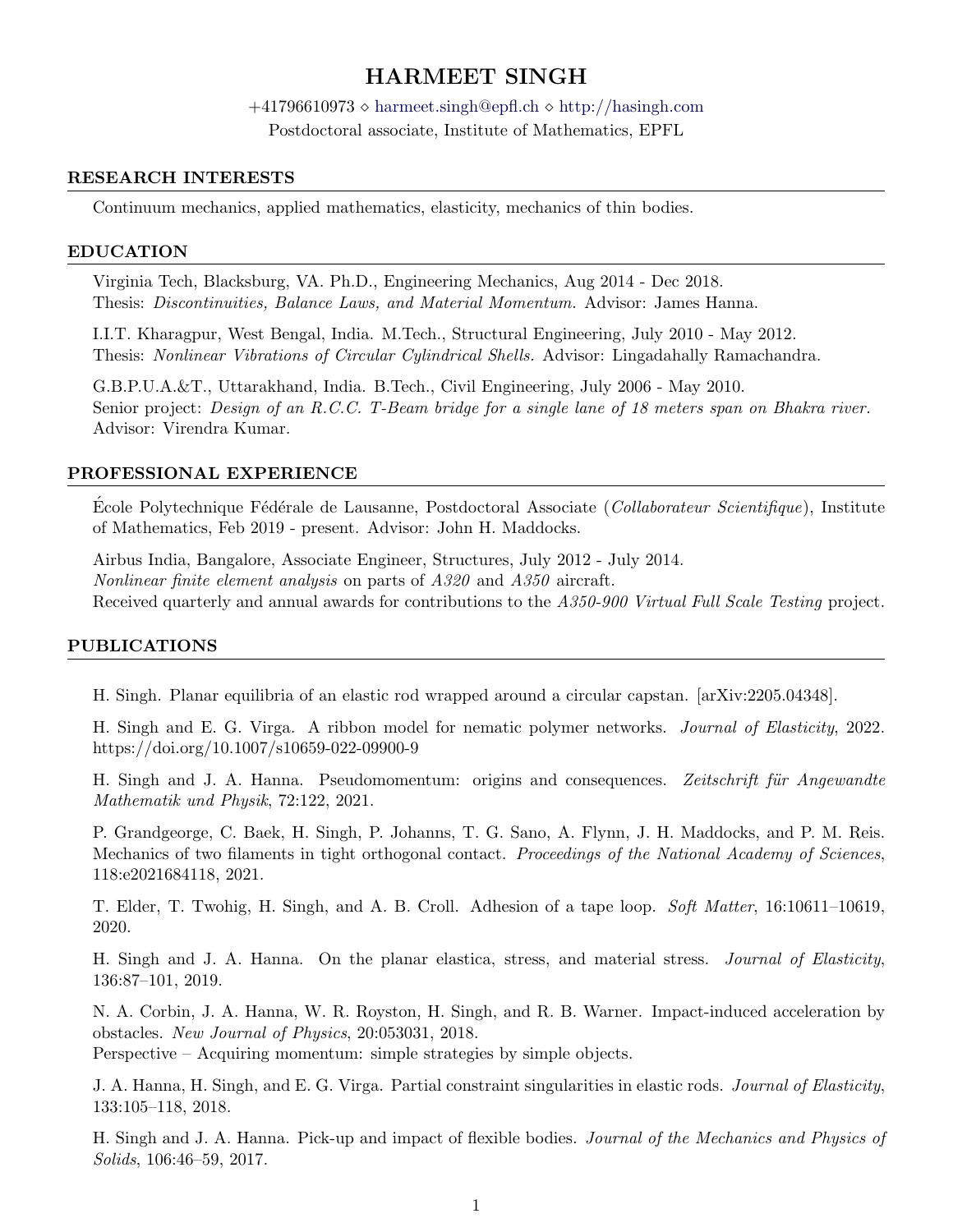# HARMEET SINGH

+41796610973 ⋄ harmeet.singh@epfl.ch ⋄ http://hasingh.com

Postdoctoral associate, Institute of Mathematics, EPFL

## RESEARCH INTERESTS

Continuum mechanics, applied mathematics, elasticity, mechanics of thin bodies.

## EDUCATION

Virginia Tech, Blacksburg, VA. Ph.D., Engineering Mechanics, Aug 2014 - Dec 2018.
Thesis: *Discontinuities, Balance Laws, and Material Momentum.* Advisor: James Hanna.

I.I.T. Kharagpur, West Bengal, India. M.Tech., Structural Engineering, July 2010 - May 2012.
Thesis: *Nonlinear Vibrations of Circular Cylindrical Shells.* Advisor: Lingadahally Ramachandra.

G.B.P.U.A.&T., Uttarakhand, India. B.Tech., Civil Engineering, July 2006 - May 2010.
Senior project: *Design of an R.C.C. T-Beam bridge for a single lane of 18 meters span on Bhakra river.*
Advisor: Virendra Kumar.

## PROFESSIONAL EXPERIENCE

École Polytechnique Fédérale de Lausanne, Postdoctoral Associate (*Collaborateur Scientifique*), Institute of Mathematics, Feb 2019 - present. Advisor: John H. Maddocks.

Airbus India, Bangalore, Associate Engineer, Structures, July 2012 - July 2014.
*Nonlinear finite element analysis* on parts of *A320* and *A350* aircraft.
Received quarterly and annual awards for contributions to the *A350-900 Virtual Full Scale Testing* project.

## PUBLICATIONS

H. Singh. Planar equilibria of an elastic rod wrapped around a circular capstan. [arXiv:2205.04348].

H. Singh and E. G. Virga. A ribbon model for nematic polymer networks. *Journal of Elasticity*, 2022. https://doi.org/10.1007/s10659-022-09900-9

H. Singh and J. A. Hanna. Pseudomomentum: origins and consequences. *Zeitschrift für Angewandte Mathematik und Physik*, 72:122, 2021.

P. Grandgeorge, C. Baek, H. Singh, P. Johanns, T. G. Sano, A. Flynn, J. H. Maddocks, and P. M. Reis. Mechanics of two filaments in tight orthogonal contact. *Proceedings of the National Academy of Sciences*, 118:e2021684118, 2021.

T. Elder, T. Twohig, H. Singh, and A. B. Croll. Adhesion of a tape loop. *Soft Matter*, 16:10611–10619, 2020.

H. Singh and J. A. Hanna. On the planar elastica, stress, and material stress. *Journal of Elasticity*, 136:87–101, 2019.

N. A. Corbin, J. A. Hanna, W. R. Royston, H. Singh, and R. B. Warner. Impact-induced acceleration by obstacles. *New Journal of Physics*, 20:053031, 2018.
Perspective – Acquiring momentum: simple strategies by simple objects.

J. A. Hanna, H. Singh, and E. G. Virga. Partial constraint singularities in elastic rods. *Journal of Elasticity*, 133:105–118, 2018.

H. Singh and J. A. Hanna. Pick-up and impact of flexible bodies. *Journal of the Mechanics and Physics of Solids*, 106:46–59, 2017.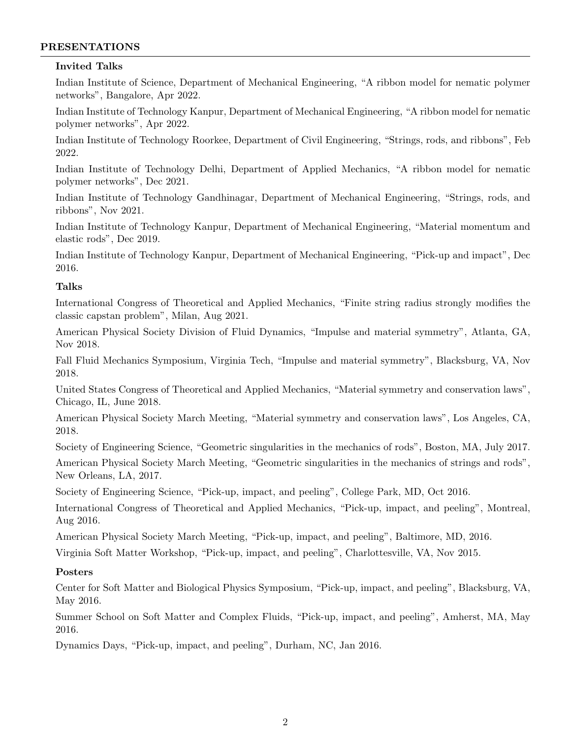## PRESENTATIONS

### Invited Talks

Indian Institute of Science, Department of Mechanical Engineering, "A ribbon model for nematic polymer networks", Bangalore, Apr 2022.

Indian Institute of Technology Kanpur, Department of Mechanical Engineering, "A ribbon model for nematic polymer networks", Apr 2022.

Indian Institute of Technology Roorkee, Department of Civil Engineering, "Strings, rods, and ribbons", Feb 2022.

Indian Institute of Technology Delhi, Department of Applied Mechanics, "A ribbon model for nematic polymer networks", Dec 2021.

Indian Institute of Technology Gandhinagar, Department of Mechanical Engineering, "Strings, rods, and ribbons", Nov 2021.

Indian Institute of Technology Kanpur, Department of Mechanical Engineering, "Material momentum and elastic rods", Dec 2019.

Indian Institute of Technology Kanpur, Department of Mechanical Engineering, "Pick-up and impact", Dec 2016.

### Talks

International Congress of Theoretical and Applied Mechanics, "Finite string radius strongly modifies the classic capstan problem", Milan, Aug 2021.

American Physical Society Division of Fluid Dynamics, "Impulse and material symmetry", Atlanta, GA, Nov 2018.

Fall Fluid Mechanics Symposium, Virginia Tech, "Impulse and material symmetry", Blacksburg, VA, Nov 2018.

United States Congress of Theoretical and Applied Mechanics, "Material symmetry and conservation laws", Chicago, IL, June 2018.

American Physical Society March Meeting, "Material symmetry and conservation laws", Los Angeles, CA, 2018.

Society of Engineering Science, "Geometric singularities in the mechanics of rods", Boston, MA, July 2017.

American Physical Society March Meeting, "Geometric singularities in the mechanics of strings and rods", New Orleans, LA, 2017.

Society of Engineering Science, "Pick-up, impact, and peeling", College Park, MD, Oct 2016.

International Congress of Theoretical and Applied Mechanics, "Pick-up, impact, and peeling", Montreal, Aug 2016.

American Physical Society March Meeting, "Pick-up, impact, and peeling", Baltimore, MD, 2016.

Virginia Soft Matter Workshop, "Pick-up, impact, and peeling", Charlottesville, VA, Nov 2015.

### Posters

Center for Soft Matter and Biological Physics Symposium, "Pick-up, impact, and peeling", Blacksburg, VA, May 2016.

Summer School on Soft Matter and Complex Fluids, "Pick-up, impact, and peeling", Amherst, MA, May 2016.

Dynamics Days, "Pick-up, impact, and peeling", Durham, NC, Jan 2016.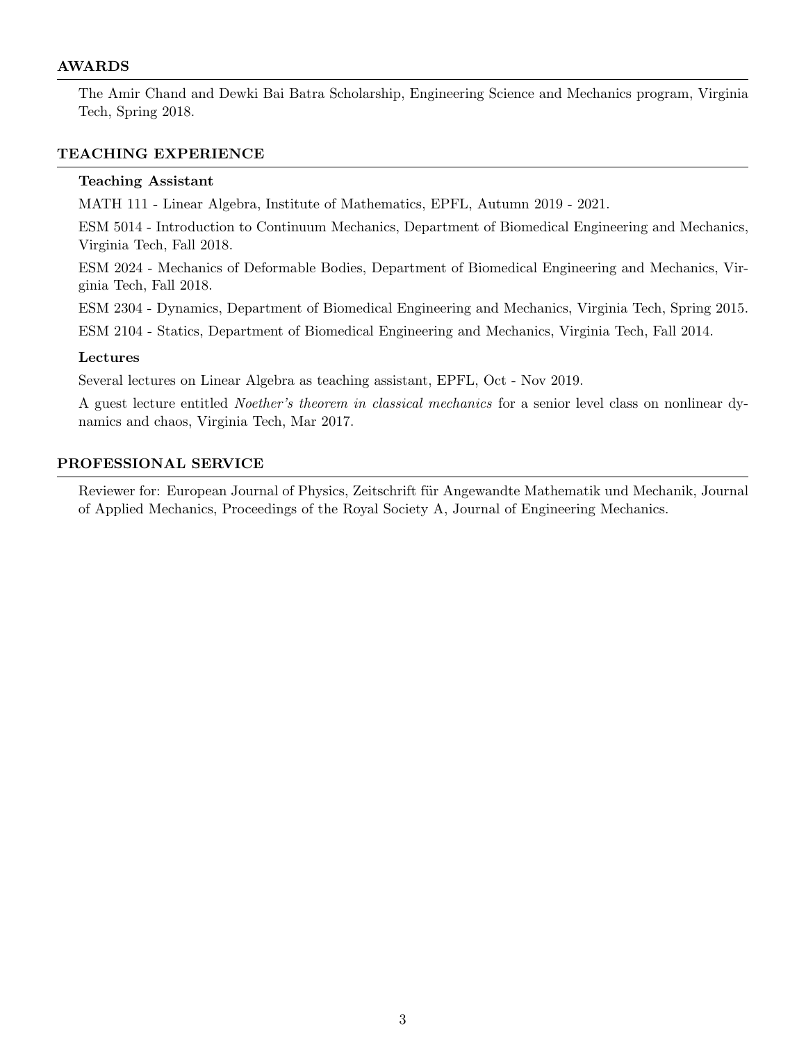## AWARDS

The Amir Chand and Dewki Bai Batra Scholarship, Engineering Science and Mechanics program, Virginia Tech, Spring 2018.

## TEACHING EXPERIENCE

### Teaching Assistant

MATH 111 - Linear Algebra, Institute of Mathematics, EPFL, Autumn 2019 - 2021.

ESM 5014 - Introduction to Continuum Mechanics, Department of Biomedical Engineering and Mechanics, Virginia Tech, Fall 2018.

ESM 2024 - Mechanics of Deformable Bodies, Department of Biomedical Engineering and Mechanics, Virginia Tech, Fall 2018.

ESM 2304 - Dynamics, Department of Biomedical Engineering and Mechanics, Virginia Tech, Spring 2015.

ESM 2104 - Statics, Department of Biomedical Engineering and Mechanics, Virginia Tech, Fall 2014.

### Lectures

Several lectures on Linear Algebra as teaching assistant, EPFL, Oct - Nov 2019.

A guest lecture entitled *Noether's theorem in classical mechanics* for a senior level class on nonlinear dynamics and chaos, Virginia Tech, Mar 2017.

## PROFESSIONAL SERVICE

Reviewer for: European Journal of Physics, Zeitschrift für Angewandte Mathematik und Mechanik, Journal of Applied Mechanics, Proceedings of the Royal Society A, Journal of Engineering Mechanics.